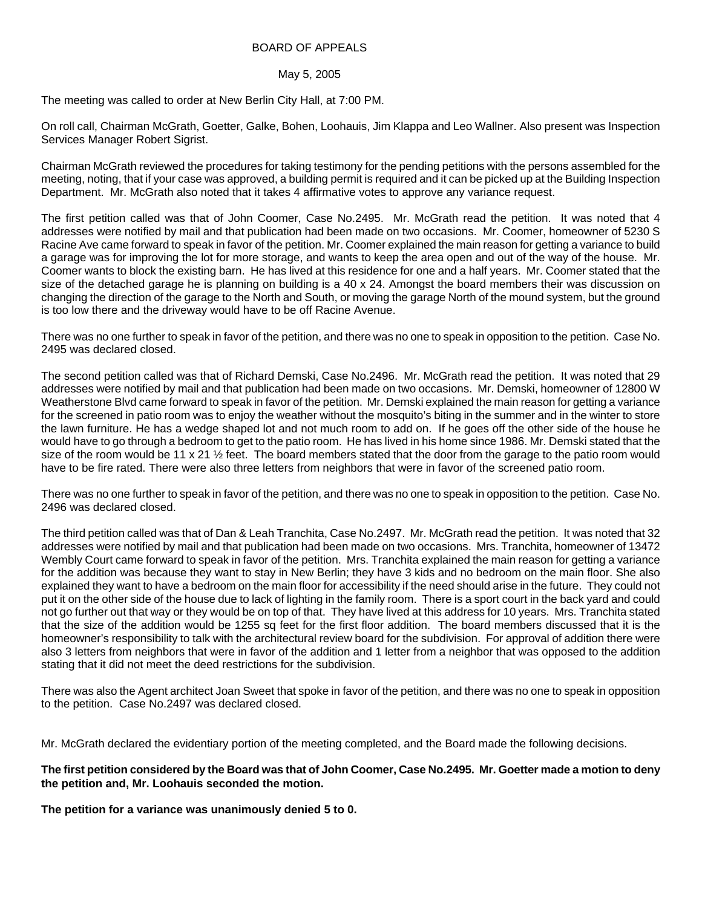# BOARD OF APPEALS

May 5, 2005

The meeting was called to order at New Berlin City Hall, at 7:00 PM.

On roll call, Chairman McGrath, Goetter, Galke, Bohen, Loohauis, Jim Klappa and Leo Wallner. Also present was Inspection Services Manager Robert Sigrist.

Chairman McGrath reviewed the procedures for taking testimony for the pending petitions with the persons assembled for the meeting, noting, that if your case was approved, a building permit is required and it can be picked up at the Building Inspection Department. Mr. McGrath also noted that it takes 4 affirmative votes to approve any variance request.

The first petition called was that of John Coomer, Case No.2495. Mr. McGrath read the petition. It was noted that 4 addresses were notified by mail and that publication had been made on two occasions. Mr. Coomer, homeowner of 5230 S Racine Ave came forward to speak in favor of the petition. Mr. Coomer explained the main reason for getting a variance to build a garage was for improving the lot for more storage, and wants to keep the area open and out of the way of the house. Mr. Coomer wants to block the existing barn. He has lived at this residence for one and a half years. Mr. Coomer stated that the size of the detached garage he is planning on building is a 40 x 24. Amongst the board members their was discussion on changing the direction of the garage to the North and South, or moving the garage North of the mound system, but the ground is too low there and the driveway would have to be off Racine Avenue.

There was no one further to speak in favor of the petition, and there was no one to speak in opposition to the petition. Case No. 2495 was declared closed.

The second petition called was that of Richard Demski, Case No.2496. Mr. McGrath read the petition. It was noted that 29 addresses were notified by mail and that publication had been made on two occasions. Mr. Demski, homeowner of 12800 W Weatherstone Blvd came forward to speak in favor of the petition. Mr. Demski explained the main reason for getting a variance for the screened in patio room was to enjoy the weather without the mosquito's biting in the summer and in the winter to store the lawn furniture. He has a wedge shaped lot and not much room to add on. If he goes off the other side of the house he would have to go through a bedroom to get to the patio room. He has lived in his home since 1986. Mr. Demski stated that the size of the room would be 11 x 21 ½ feet. The board members stated that the door from the garage to the patio room would have to be fire rated. There were also three letters from neighbors that were in favor of the screened patio room.

There was no one further to speak in favor of the petition, and there was no one to speak in opposition to the petition. Case No. 2496 was declared closed.

The third petition called was that of Dan & Leah Tranchita, Case No.2497. Mr. McGrath read the petition. It was noted that 32 addresses were notified by mail and that publication had been made on two occasions. Mrs. Tranchita, homeowner of 13472 Wembly Court came forward to speak in favor of the petition. Mrs. Tranchita explained the main reason for getting a variance for the addition was because they want to stay in New Berlin; they have 3 kids and no bedroom on the main floor. She also explained they want to have a bedroom on the main floor for accessibility if the need should arise in the future. They could not put it on the other side of the house due to lack of lighting in the family room. There is a sport court in the back yard and could not go further out that way or they would be on top of that. They have lived at this address for 10 years. Mrs. Tranchita stated that the size of the addition would be 1255 sq feet for the first floor addition. The board members discussed that it is the homeowner's responsibility to talk with the architectural review board for the subdivision. For approval of addition there were also 3 letters from neighbors that were in favor of the addition and 1 letter from a neighbor that was opposed to the addition stating that it did not meet the deed restrictions for the subdivision.

There was also the Agent architect Joan Sweet that spoke in favor of the petition, and there was no one to speak in opposition to the petition. Case No.2497 was declared closed.

Mr. McGrath declared the evidentiary portion of the meeting completed, and the Board made the following decisions.

**The first petition considered by the Board was that of John Coomer, Case No.2495. Mr. Goetter made a motion to deny the petition and, Mr. Loohauis seconded the motion.**

**The petition for a variance was unanimously denied 5 to 0.**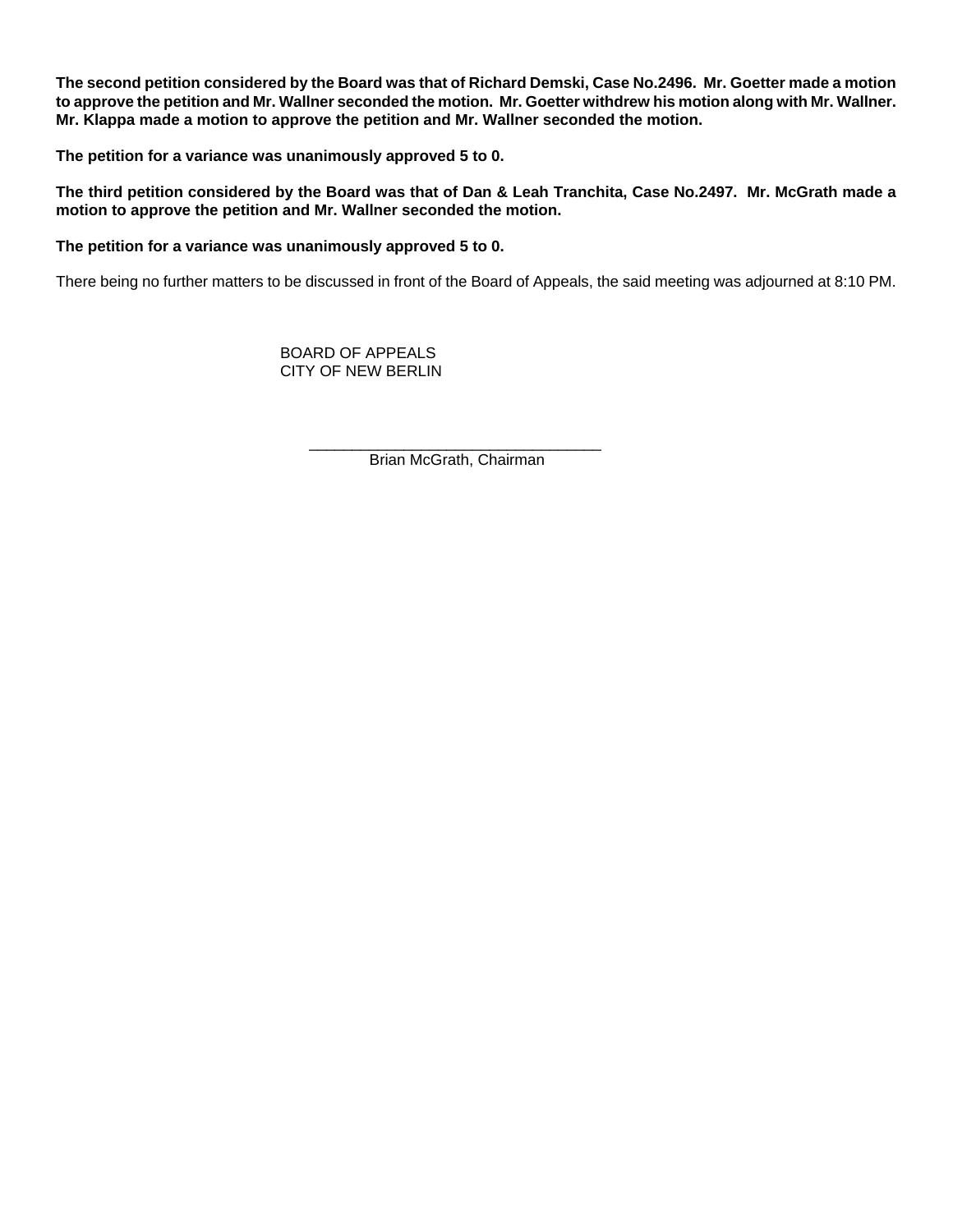**The second petition considered by the Board was that of Richard Demski, Case No.2496. Mr. Goetter made a motion to approve the petition and Mr. Wallner seconded the motion. Mr. Goetter withdrew his motion along with Mr. Wallner. Mr. Klappa made a motion to approve the petition and Mr. Wallner seconded the motion.**

**The petition for a variance was unanimously approved 5 to 0.**

**The third petition considered by the Board was that of Dan & Leah Tranchita, Case No.2497. Mr. McGrath made a motion to approve the petition and Mr. Wallner seconded the motion.**

**The petition for a variance was unanimously approved 5 to 0.**

There being no further matters to be discussed in front of the Board of Appeals, the said meeting was adjourned at 8:10 PM.

BOARD OF APPEALS
CITY OF NEW BERLIN

\_\_\_\_\_\_\_\_\_\_\_\_\_\_\_\_\_\_\_\_\_\_\_\_\_\_\_\_\_\_\_\_\_\_\_
Brian McGrath, Chairman